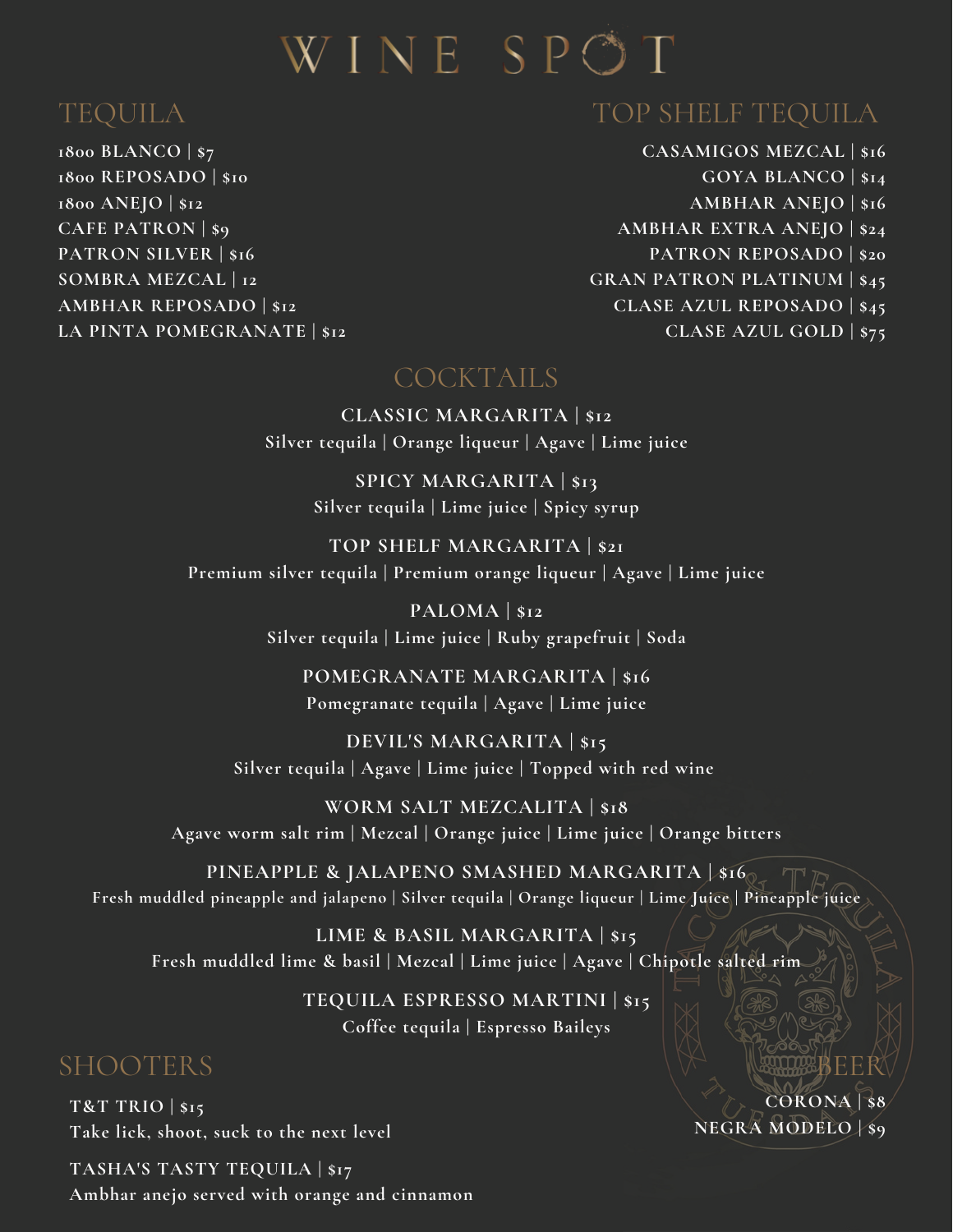# WINE SPOT

## TEQUILA

1800 BLANCO | $7
1800 REPOSADO | $10
1800 ANEJO | $12
CAFE PATRON | $9
PATRON SILVER | $16
SOMBRA MEZCAL | 12
AMBHAR REPOSADO | $12
LA PINTA POMEGRANATE | $12

## TOP SHELF TEQUILA

CASAMIGOS MEZCAL | $16
GOYA BLANCO | $14
AMBHAR ANEJO | $16
AMBHAR EXTRA ANEJO | $24
PATRON REPOSADO | $20
GRAN PATRON PLATINUM | $45
CLASE AZUL REPOSADO | $45
CLASE AZUL GOLD | $75

## COCKTAILS

**CLASSIC MARGARITA | $12**
Silver tequila | Orange liqueur | Agave | Lime juice

**SPICY MARGARITA | $13**
Silver tequila | Lime juice | Spicy syrup

**TOP SHELF MARGARITA | $21**
Premium silver tequila | Premium orange liqueur | Agave | Lime juice

**PALOMA | $12**
Silver tequila | Lime juice | Ruby grapefruit | Soda

**POMEGRANATE MARGARITA | $16**
Pomegranate tequila | Agave | Lime juice

**DEVIL'S MARGARITA | $15**
Silver tequila | Agave | Lime juice | Topped with red wine

**WORM SALT MEZCALITA | $18**
Agave worm salt rim | Mezcal | Orange juice | Lime juice | Orange bitters

**PINEAPPLE & JALAPENO SMASHED MARGARITA | $16**
Fresh muddled pineapple and jalapeno | Silver tequila | Orange liqueur | Lime Juice | Pineapple juice

**LIME & BASIL MARGARITA | $15**
Fresh muddled lime & basil | Mezcal | Lime juice | Agave | Chipotle salted rim

**TEQUILA ESPRESSO MARTINI | $15**
Coffee tequila | Espresso Baileys

## SHOOTERS

**T&T TRIO | $15**
Take lick, shoot, suck to the next level

**TASHA'S TASTY TEQUILA | $17**
Ambhar anejo served with orange and cinnamon

## BEER

CORONA | $8
NEGRA MODELO | $9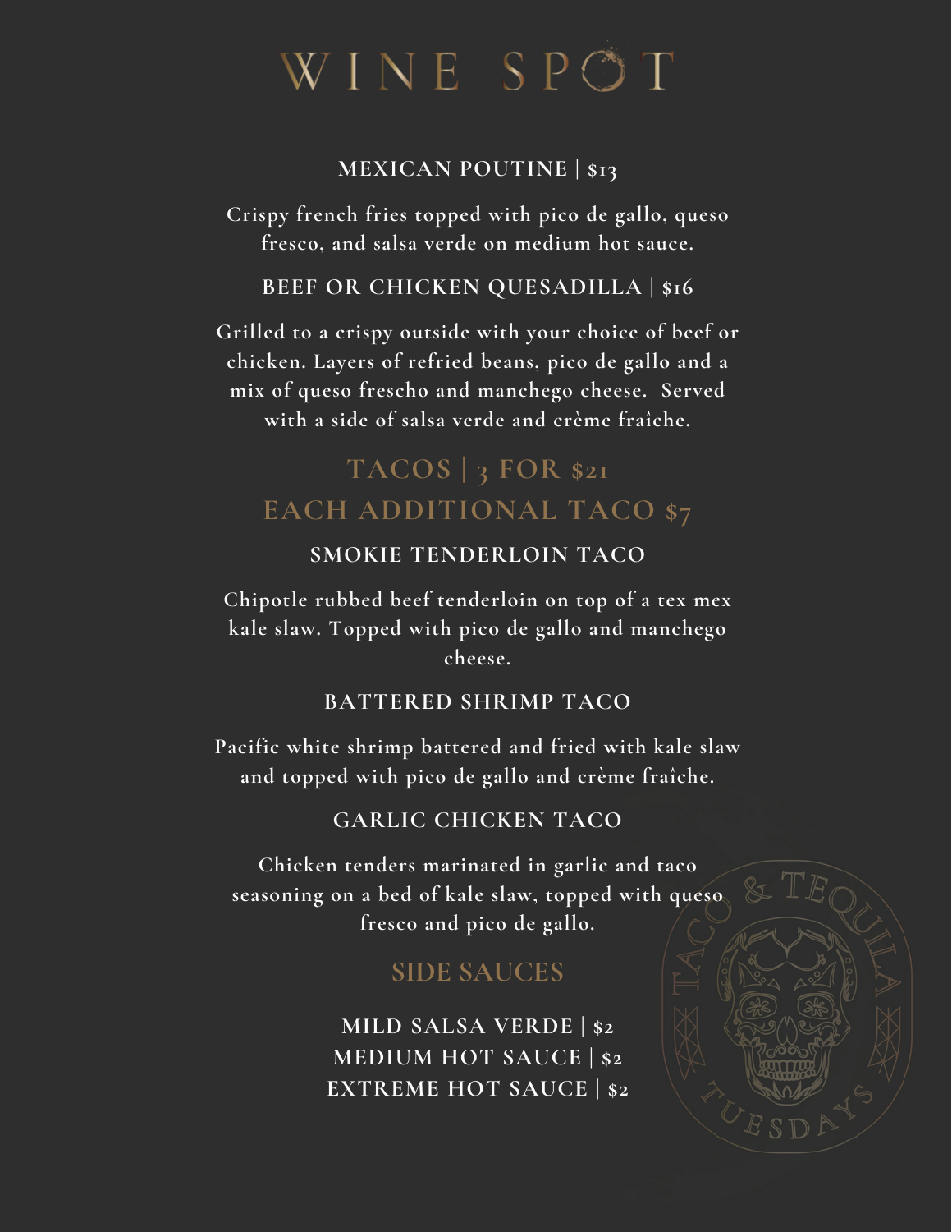# WINE SPOT

### MEXICAN POUTINE | $13

**Crispy french fries topped with pico de gallo, queso fresco, and salsa verde on medium hot sauce.**

### BEEF OR CHICKEN QUESADILLA | $16

**Grilled to a crispy outside with your choice of beef or chicken. Layers of refried beans, pico de gallo and a mix of queso frescho and manchego cheese. Served with a side of salsa verde and crème fraîche.**

## TACOS | 3 FOR $21
## EACH ADDITIONAL TACO $7

### SMOKIE TENDERLOIN TACO

**Chipotle rubbed beef tenderloin on top of a tex mex kale slaw. Topped with pico de gallo and manchego cheese.**

### BATTERED SHRIMP TACO

**Pacific white shrimp battered and fried with kale slaw and topped with pico de gallo and crème fraîche.**

### GARLIC CHICKEN TACO

**Chicken tenders marinated in garlic and taco seasoning on a bed of kale slaw, topped with queso fresco and pico de gallo.**

## SIDE SAUCES

**MILD SALSA VERDE | $2**
**MEDIUM HOT SAUCE | $2**
**EXTREME HOT SAUCE | $2**

TACO & TEQUILA TUESDAYS